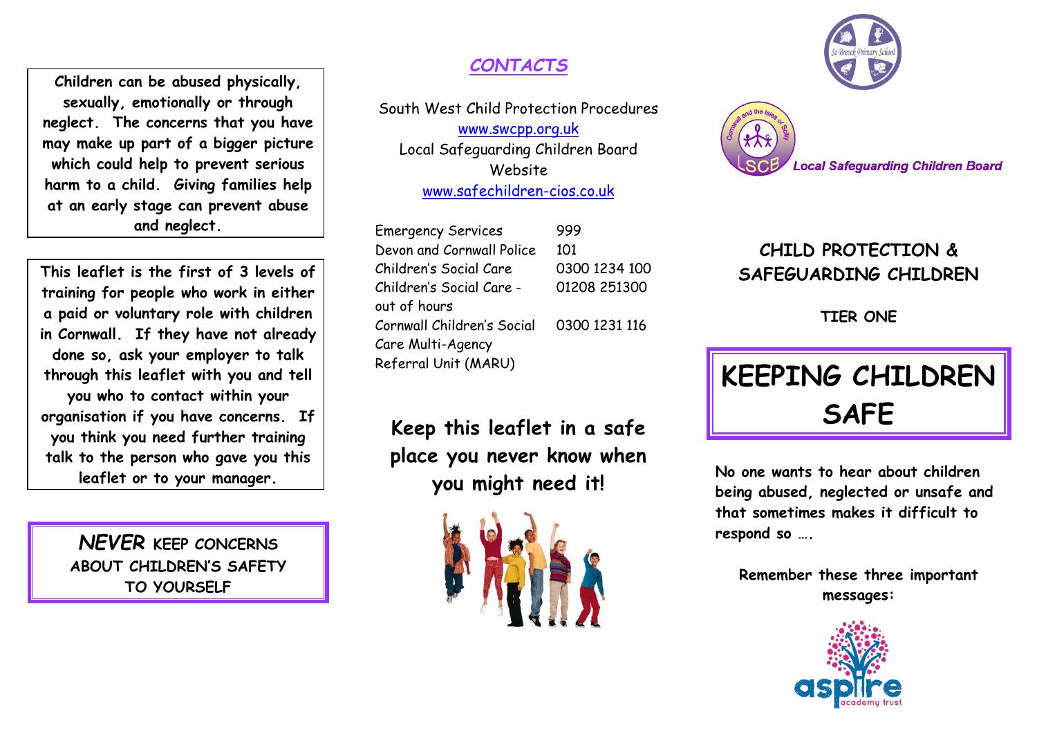Children can be abused physically, sexually, emotionally or through neglect. The concerns that you have may make up part of a bigger picture which could help to prevent serious harm to a child. Giving families help at an early stage can prevent abuse and neglect.

This leaflet is the first of 3 levels of training for people who work in either a paid or voluntary role with children in Cornwall. If they have not already done so, ask your employer to talk through this leaflet with you and tell you who to contact within your organisation if you have concerns. If you think you need further training talk to the person who gave you this leaflet or to your manager.

***NEVER* KEEP CONCERNS ABOUT CHILDREN'S SAFETY TO YOURSELF**

## *CONTACTS*

South West Child Protection Procedures
www.swcpp.org.uk
Local Safeguarding Children Board Website
www.safechildren-cios.co.uk

| | |
|---|---|
| Emergency Services | 999 |
| Devon and Cornwall Police | 101 |
| Children's Social Care | 0300 1234 100 |
| Children's Social Care - out of hours | 01208 251300 |
| Cornwall Children's Social Care Multi-Agency Referral Unit (MARU) | 0300 1231 116 |

**Keep this leaflet in a safe place you never know when you might need it!**

St Breock Primary School

Cornwall and the Isles of Scilly LSCB *Local Safeguarding Children Board*

## CHILD PROTECTION & SAFEGUARDING CHILDREN

### TIER ONE

# KEEPING CHILDREN SAFE

**No one wants to hear about children being abused, neglected or unsafe and that sometimes makes it difficult to respond so ….**

**Remember these three important messages:**

aspire academy trust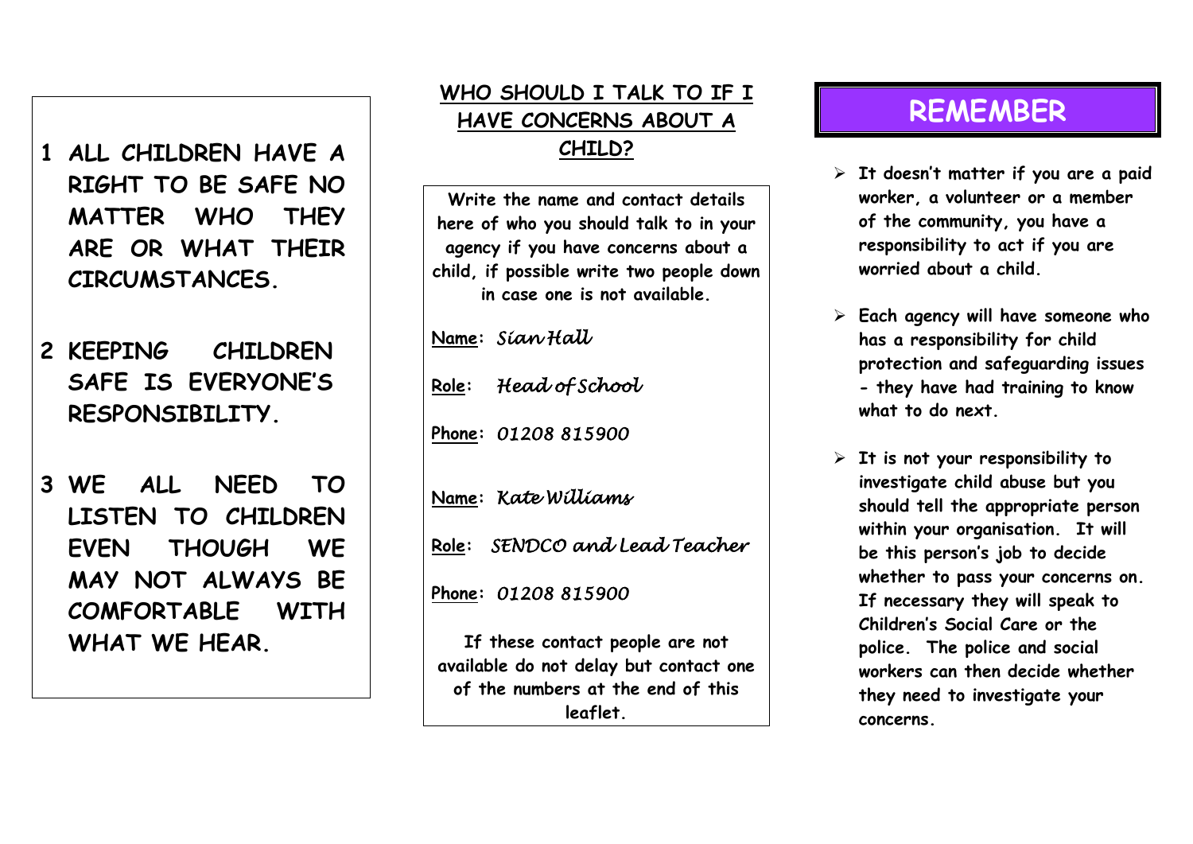1. **ALL CHILDREN HAVE A RIGHT TO BE SAFE NO MATTER WHO THEY ARE OR WHAT THEIR CIRCUMSTANCES.**

2. **KEEPING CHILDREN SAFE IS EVERYONE'S RESPONSIBILITY.**

3. **WE ALL NEED TO LISTEN TO CHILDREN EVEN THOUGH WE MAY NOT ALWAYS BE COMFORTABLE WITH WHAT WE HEAR.**

## WHO SHOULD I TALK TO IF I HAVE CONCERNS ABOUT A CHILD?

**Write the name and contact details here of who you should talk to in your agency if you have concerns about a child, if possible write two people down in case one is not available.**

**Name:** *Sian Hall*

**Role:** *Head of School*

**Phone:** *01208 815900*

**Name:** *Kate Williams*

**Role:** *SENDCO and Lead Teacher*

**Phone:** *01208 815900*

**If these contact people are not available do not delay but contact one of the numbers at the end of this leaflet.**

# REMEMBER

- **It doesn't matter if you are a paid worker, a volunteer or a member of the community, you have a responsibility to act if you are worried about a child.**
- **Each agency will have someone who has a responsibility for child protection and safeguarding issues - they have had training to know what to do next.**
- **It is not your responsibility to investigate child abuse but you should tell the appropriate person within your organisation. It will be this person's job to decide whether to pass your concerns on. If necessary they will speak to Children's Social Care or the police. The police and social workers can then decide whether they need to investigate your concerns.**